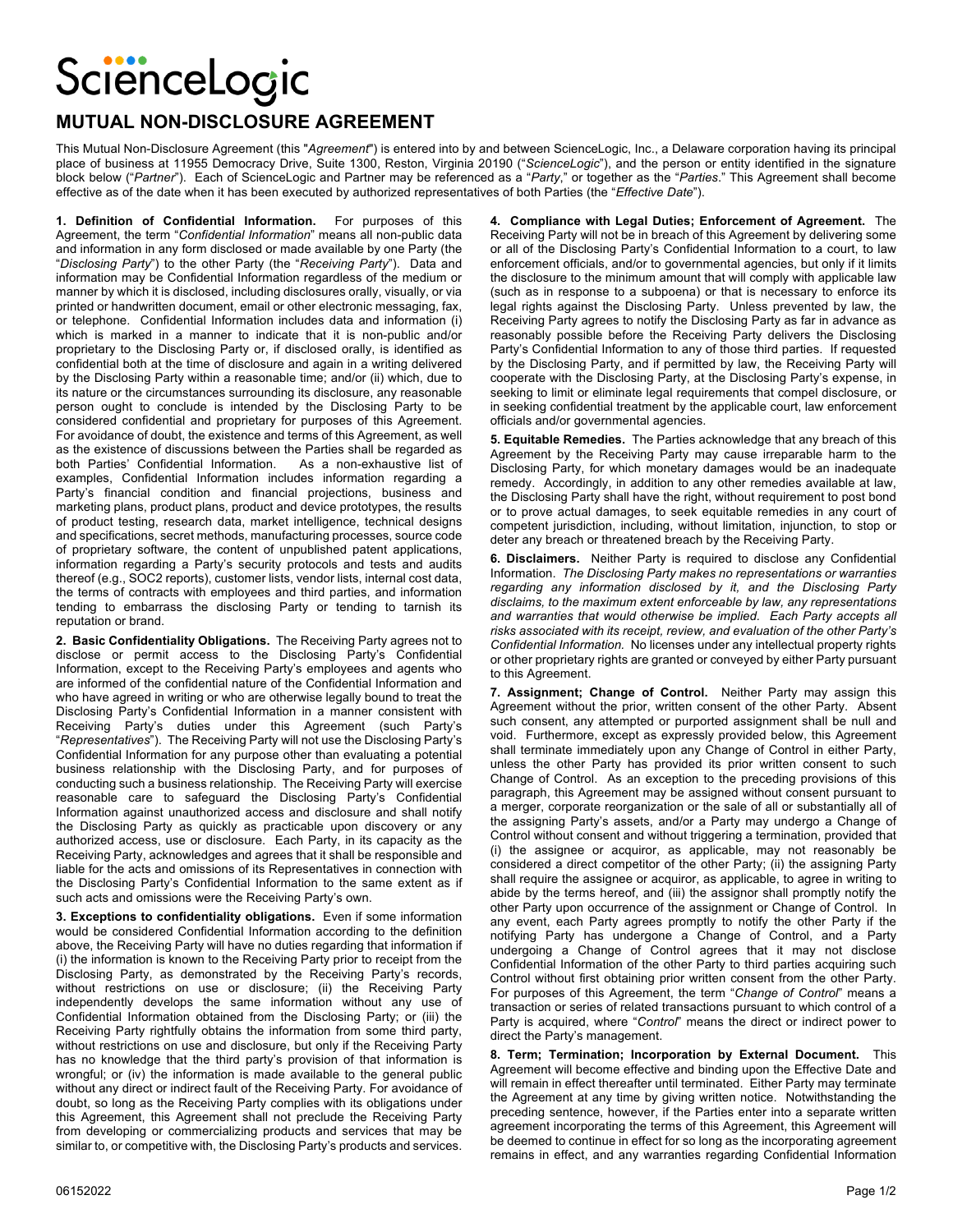ScienceLogic

# MUTUAL NON-DISCLOSURE AGREEMENT

This Mutual Non-Disclosure Agreement (this "*Agreement*") is entered into by and between ScienceLogic, Inc., a Delaware corporation having its principal place of business at 11955 Democracy Drive, Suite 1300, Reston, Virginia 20190 ("*ScienceLogic*"), and the person or entity identified in the signature block below ("*Partner*"). Each of ScienceLogic and Partner may be referenced as a "*Party*," or together as the "*Parties*." This Agreement shall become effective as of the date when it has been executed by authorized representatives of both Parties (the "*Effective Date*").

**1. Definition of Confidential Information.** For purposes of this Agreement, the term "*Confidential Information*" means all non-public data and information in any form disclosed or made available by one Party (the "*Disclosing Party*") to the other Party (the "*Receiving Party*"). Data and information may be Confidential Information regardless of the medium or manner by which it is disclosed, including disclosures orally, visually, or via printed or handwritten document, email or other electronic messaging, fax, or telephone. Confidential Information includes data and information (i) which is marked in a manner to indicate that it is non-public and/or proprietary to the Disclosing Party or, if disclosed orally, is identified as confidential both at the time of disclosure and again in a writing delivered by the Disclosing Party within a reasonable time; and/or (ii) which, due to its nature or the circumstances surrounding its disclosure, any reasonable person ought to conclude is intended by the Disclosing Party to be considered confidential and proprietary for purposes of this Agreement. For avoidance of doubt, the existence and terms of this Agreement, as well as the existence of discussions between the Parties shall be regarded as both Parties' Confidential Information. As a non-exhaustive list of examples, Confidential Information includes information regarding a Party's financial condition and financial projections, business and marketing plans, product plans, product and device prototypes, the results of product testing, research data, market intelligence, technical designs and specifications, secret methods, manufacturing processes, source code of proprietary software, the content of unpublished patent applications, information regarding a Party's security protocols and tests and audits thereof (e.g., SOC2 reports), customer lists, vendor lists, internal cost data, the terms of contracts with employees and third parties, and information tending to embarrass the disclosing Party or tending to tarnish its reputation or brand.

**2. Basic Confidentiality Obligations.** The Receiving Party agrees not to disclose or permit access to the Disclosing Party's Confidential Information, except to the Receiving Party's employees and agents who are informed of the confidential nature of the Confidential Information and who have agreed in writing or who are otherwise legally bound to treat the Disclosing Party's Confidential Information in a manner consistent with Receiving Party's duties under this Agreement (such Party's "*Representatives*"). The Receiving Party will not use the Disclosing Party's Confidential Information for any purpose other than evaluating a potential business relationship with the Disclosing Party, and for purposes of conducting such a business relationship. The Receiving Party will exercise reasonable care to safeguard the Disclosing Party's Confidential Information against unauthorized access and disclosure and shall notify the Disclosing Party as quickly as practicable upon discovery or any authorized access, use or disclosure. Each Party, in its capacity as the Receiving Party, acknowledges and agrees that it shall be responsible and liable for the acts and omissions of its Representatives in connection with the Disclosing Party's Confidential Information to the same extent as if such acts and omissions were the Receiving Party's own.

**3. Exceptions to confidentiality obligations.** Even if some information would be considered Confidential Information according to the definition above, the Receiving Party will have no duties regarding that information if (i) the information is known to the Receiving Party prior to receipt from the Disclosing Party, as demonstrated by the Receiving Party's records, without restrictions on use or disclosure; (ii) the Receiving Party independently develops the same information without any use of Confidential Information obtained from the Disclosing Party; or (iii) the Receiving Party rightfully obtains the information from some third party, without restrictions on use and disclosure, but only if the Receiving Party has no knowledge that the third party's provision of that information is wrongful; or (iv) the information is made available to the general public without any direct or indirect fault of the Receiving Party. For avoidance of doubt, so long as the Receiving Party complies with its obligations under this Agreement, this Agreement shall not preclude the Receiving Party from developing or commercializing products and services that may be similar to, or competitive with, the Disclosing Party's products and services.

**4. Compliance with Legal Duties; Enforcement of Agreement.** The Receiving Party will not be in breach of this Agreement by delivering some or all of the Disclosing Party's Confidential Information to a court, to law enforcement officials, and/or to governmental agencies, but only if it limits the disclosure to the minimum amount that will comply with applicable law (such as in response to a subpoena) or that is necessary to enforce its legal rights against the Disclosing Party. Unless prevented by law, the Receiving Party agrees to notify the Disclosing Party as far in advance as reasonably possible before the Receiving Party delivers the Disclosing Party's Confidential Information to any of those third parties. If requested by the Disclosing Party, and if permitted by law, the Receiving Party will cooperate with the Disclosing Party, at the Disclosing Party's expense, in seeking to limit or eliminate legal requirements that compel disclosure, or in seeking confidential treatment by the applicable court, law enforcement officials and/or governmental agencies.

**5. Equitable Remedies.** The Parties acknowledge that any breach of this Agreement by the Receiving Party may cause irreparable harm to the Disclosing Party, for which monetary damages would be an inadequate remedy. Accordingly, in addition to any other remedies available at law, the Disclosing Party shall have the right, without requirement to post bond or to prove actual damages, to seek equitable remedies in any court of competent jurisdiction, including, without limitation, injunction, to stop or deter any breach or threatened breach by the Receiving Party.

**6. Disclaimers.** Neither Party is required to disclose any Confidential Information. *The Disclosing Party makes no representations or warranties regarding any information disclosed by it, and the Disclosing Party disclaims, to the maximum extent enforceable by law, any representations and warranties that would otherwise be implied. Each Party accepts all risks associated with its receipt, review, and evaluation of the other Party's Confidential Information.* No licenses under any intellectual property rights or other proprietary rights are granted or conveyed by either Party pursuant to this Agreement.

**7. Assignment; Change of Control.** Neither Party may assign this Agreement without the prior, written consent of the other Party. Absent such consent, any attempted or purported assignment shall be null and void. Furthermore, except as expressly provided below, this Agreement shall terminate immediately upon any Change of Control in either Party, unless the other Party has provided its prior written consent to such Change of Control. As an exception to the preceding provisions of this paragraph, this Agreement may be assigned without consent pursuant to a merger, corporate reorganization or the sale of all or substantially all of the assigning Party's assets, and/or a Party may undergo a Change of Control without consent and without triggering a termination, provided that (i) the assignee or acquiror, as applicable, may not reasonably be considered a direct competitor of the other Party; (ii) the assigning Party shall require the assignee or acquiror, as applicable, to agree in writing to abide by the terms hereof, and (iii) the assignor shall promptly notify the other Party upon occurrence of the assignment or Change of Control. In any event, each Party agrees promptly to notify the other Party if the notifying Party has undergone a Change of Control, and a Party undergoing a Change of Control agrees that it may not disclose Confidential Information of the other Party to third parties acquiring such Control without first obtaining prior written consent from the other Party. For purposes of this Agreement, the term "*Change of Control*" means a transaction or series of related transactions pursuant to which control of a Party is acquired, where "*Control*" means the direct or indirect power to direct the Party's management.

**8. Term; Termination; Incorporation by External Document.** This Agreement will become effective and binding upon the Effective Date and will remain in effect thereafter until terminated. Either Party may terminate the Agreement at any time by giving written notice. Notwithstanding the preceding sentence, however, if the Parties enter into a separate written agreement incorporating the terms of this Agreement, this Agreement will be deemed to continue in effect for so long as the incorporating agreement remains in effect, and any warranties regarding Confidential Information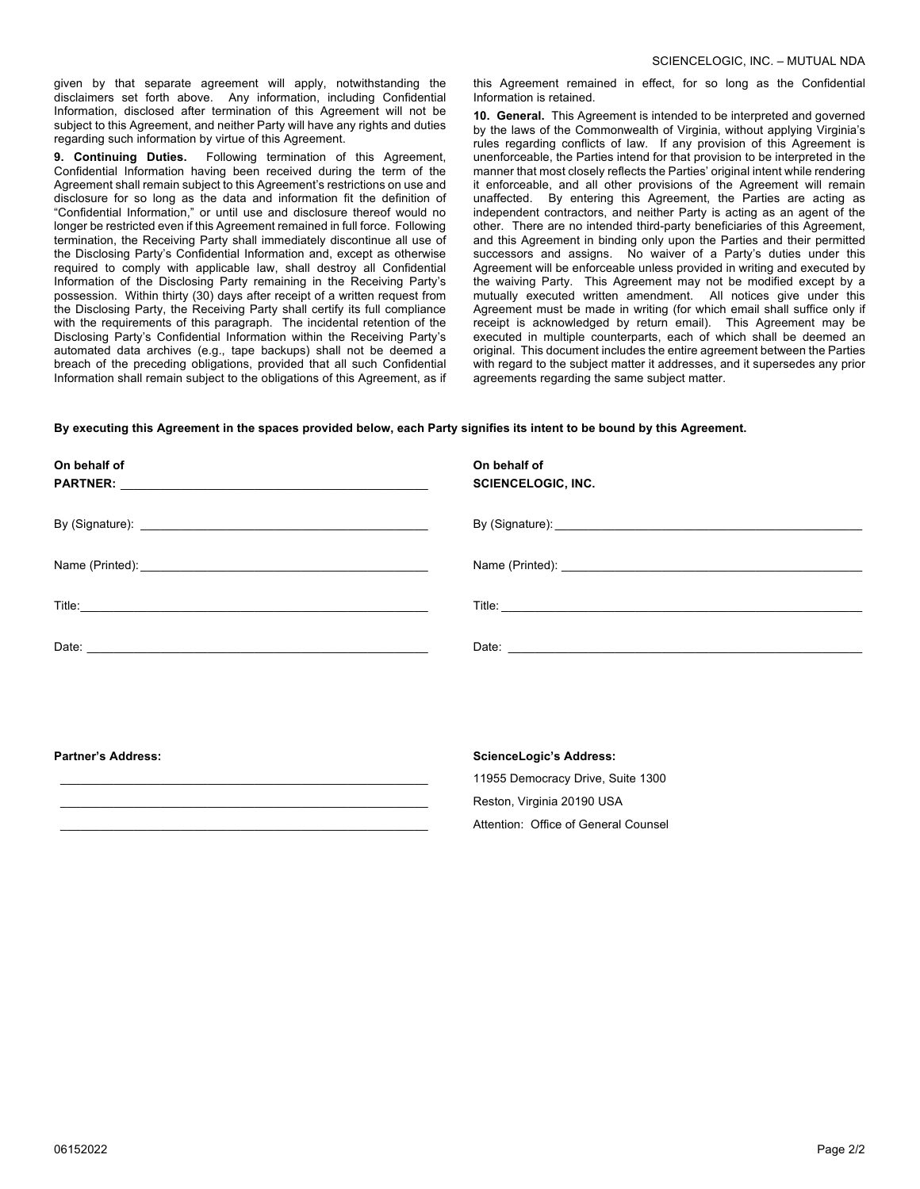given by that separate agreement will apply, notwithstanding the disclaimers set forth above. Any information, including Confidential Information, disclosed after termination of this Agreement will not be subject to this Agreement, and neither Party will have any rights and duties regarding such information by virtue of this Agreement.

**9. Continuing Duties.** Following termination of this Agreement, Confidential Information having been received during the term of the Agreement shall remain subject to this Agreement's restrictions on use and disclosure for so long as the data and information fit the definition of "Confidential Information," or until use and disclosure thereof would no longer be restricted even if this Agreement remained in full force. Following termination, the Receiving Party shall immediately discontinue all use of the Disclosing Party's Confidential Information and, except as otherwise required to comply with applicable law, shall destroy all Confidential Information of the Disclosing Party remaining in the Receiving Party's possession. Within thirty (30) days after receipt of a written request from the Disclosing Party, the Receiving Party shall certify its full compliance with the requirements of this paragraph. The incidental retention of the Disclosing Party's Confidential Information within the Receiving Party's automated data archives (e.g., tape backups) shall not be deemed a breach of the preceding obligations, provided that all such Confidential Information shall remain subject to the obligations of this Agreement, as if this Agreement remained in effect, for so long as the Confidential Information is retained.

**10. General.** This Agreement is intended to be interpreted and governed by the laws of the Commonwealth of Virginia, without applying Virginia's rules regarding conflicts of law. If any provision of this Agreement is unenforceable, the Parties intend for that provision to be interpreted in the manner that most closely reflects the Parties' original intent while rendering it enforceable, and all other provisions of the Agreement will remain unaffected. By entering this Agreement, the Parties are acting as independent contractors, and neither Party is acting as an agent of the other. There are no intended third-party beneficiaries of this Agreement, and this Agreement in binding only upon the Parties and their permitted successors and assigns. No waiver of a Party's duties under this Agreement will be enforceable unless provided in writing and executed by the waiving Party. This Agreement may not be modified except by a mutually executed written amendment. All notices give under this Agreement must be made in writing (for which email shall suffice only if receipt is acknowledged by return email). This Agreement may be executed in multiple counterparts, each of which shall be deemed an original. This document includes the entire agreement between the Parties with regard to the subject matter it addresses, and it supersedes any prior agreements regarding the same subject matter.

**By executing this Agreement in the spaces provided below, each Party signifies its intent to be bound by this Agreement.**

| | |
|---|---|
| **On behalf of** **PARTNER:** ______________________ | **On behalf of** **SCIENCELOGIC, INC.** |
| By (Signature): ______________________ | By (Signature): ______________________ |
| Name (Printed): ______________________ | Name (Printed): ______________________ |
| Title: ______________________ | Title: ______________________ |
| Date: ______________________ | Date: ______________________ |

| | |
|---|---|
| **Partner's Address:** | **ScienceLogic's Address:** |
| ______________________ | 11955 Democracy Drive, Suite 1300 |
| ______________________ | Reston, Virginia 20190 USA |
| ______________________ | Attention: Office of General Counsel |

06152022